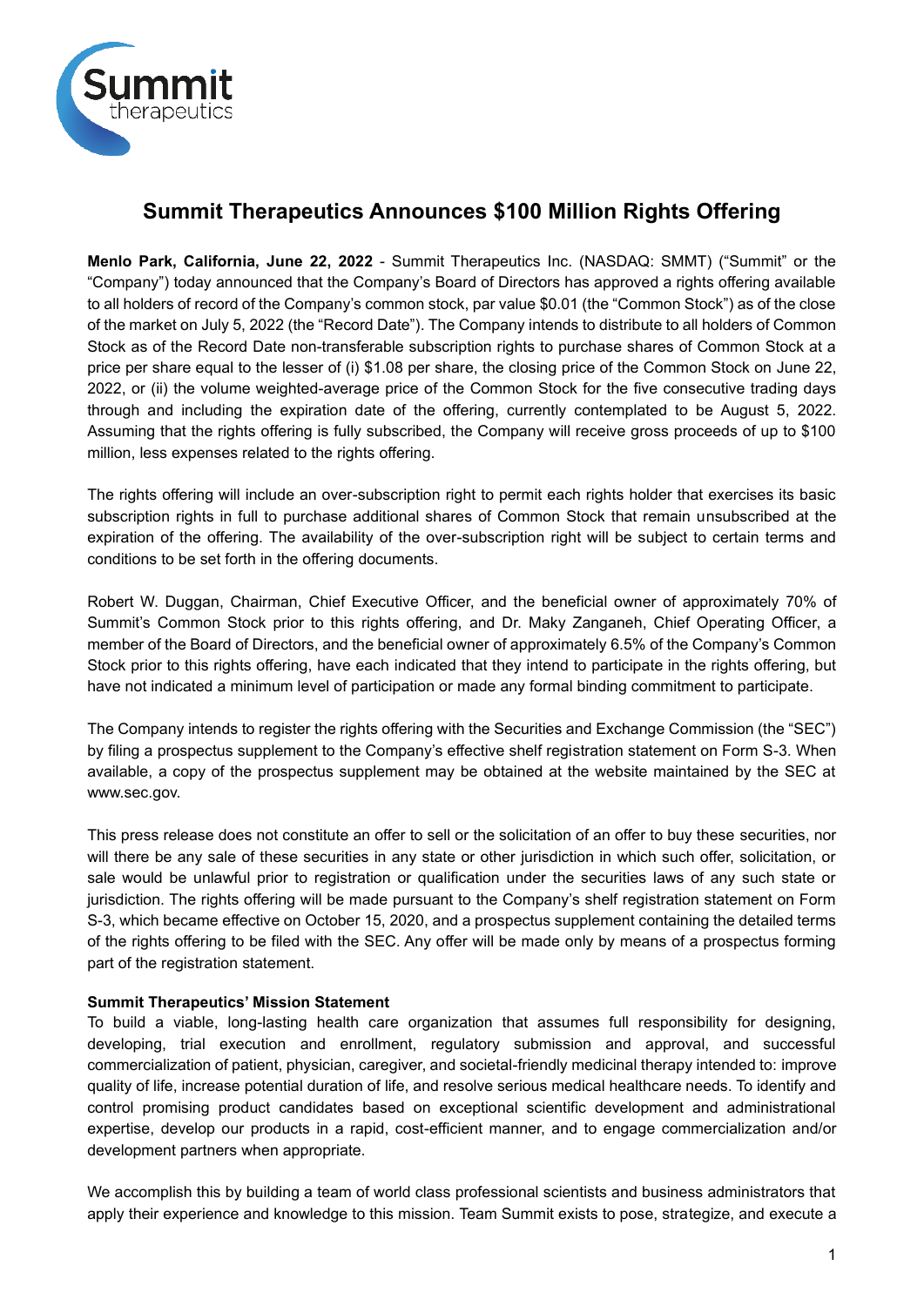# Summit Therapeutics Announces $100 Million Rights Offering

**Menlo Park, California, June 22, 2022** - Summit Therapeutics Inc. (NASDAQ: SMMT) ("Summit" or the "Company") today announced that the Company's Board of Directors has approved a rights offering available to all holders of record of the Company's common stock, par value $0.01 (the "Common Stock") as of the close of the market on July 5, 2022 (the "Record Date"). The Company intends to distribute to all holders of Common Stock as of the Record Date non-transferable subscription rights to purchase shares of Common Stock at a price per share equal to the lesser of (i) $1.08 per share, the closing price of the Common Stock on June 22, 2022, or (ii) the volume weighted-average price of the Common Stock for the five consecutive trading days through and including the expiration date of the offering, currently contemplated to be August 5, 2022. Assuming that the rights offering is fully subscribed, the Company will receive gross proceeds of up to $100 million, less expenses related to the rights offering.

The rights offering will include an over-subscription right to permit each rights holder that exercises its basic subscription rights in full to purchase additional shares of Common Stock that remain unsubscribed at the expiration of the offering. The availability of the over-subscription right will be subject to certain terms and conditions to be set forth in the offering documents.

Robert W. Duggan, Chairman, Chief Executive Officer, and the beneficial owner of approximately 70% of Summit's Common Stock prior to this rights offering, and Dr. Maky Zanganeh, Chief Operating Officer, a member of the Board of Directors, and the beneficial owner of approximately 6.5% of the Company's Common Stock prior to this rights offering, have each indicated that they intend to participate in the rights offering, but have not indicated a minimum level of participation or made any formal binding commitment to participate.

The Company intends to register the rights offering with the Securities and Exchange Commission (the "SEC") by filing a prospectus supplement to the Company's effective shelf registration statement on Form S-3. When available, a copy of the prospectus supplement may be obtained at the website maintained by the SEC at www.sec.gov.

This press release does not constitute an offer to sell or the solicitation of an offer to buy these securities, nor will there be any sale of these securities in any state or other jurisdiction in which such offer, solicitation, or sale would be unlawful prior to registration or qualification under the securities laws of any such state or jurisdiction. The rights offering will be made pursuant to the Company's shelf registration statement on Form S-3, which became effective on October 15, 2020, and a prospectus supplement containing the detailed terms of the rights offering to be filed with the SEC. Any offer will be made only by means of a prospectus forming part of the registration statement.

**Summit Therapeutics' Mission Statement**

To build a viable, long-lasting health care organization that assumes full responsibility for designing, developing, trial execution and enrollment, regulatory submission and approval, and successful commercialization of patient, physician, caregiver, and societal-friendly medicinal therapy intended to: improve quality of life, increase potential duration of life, and resolve serious medical healthcare needs. To identify and control promising product candidates based on exceptional scientific development and administrational expertise, develop our products in a rapid, cost-efficient manner, and to engage commercialization and/or development partners when appropriate.

We accomplish this by building a team of world class professional scientists and business administrators that apply their experience and knowledge to this mission. Team Summit exists to pose, strategize, and execute a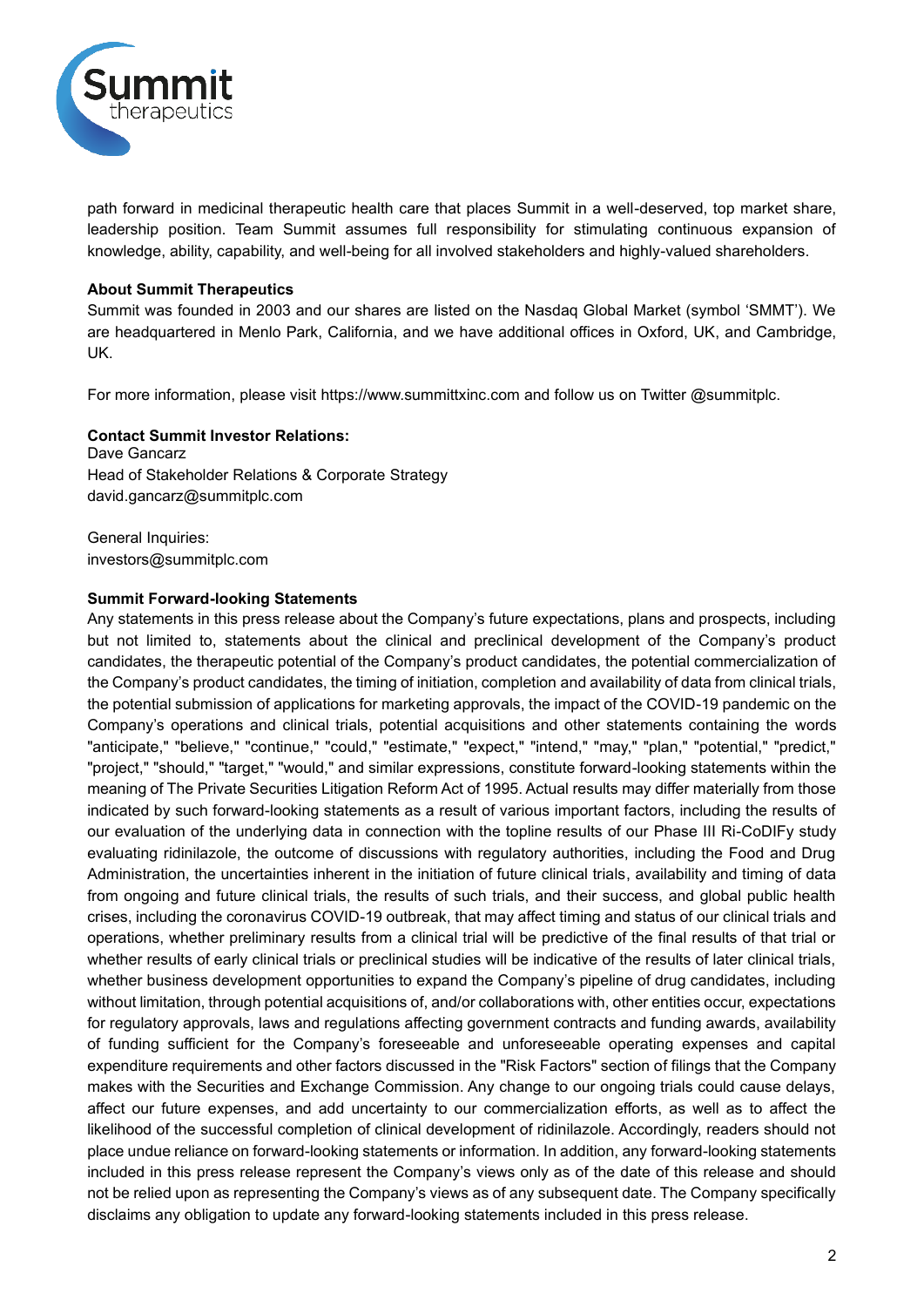path forward in medicinal therapeutic health care that places Summit in a well-deserved, top market share, leadership position. Team Summit assumes full responsibility for stimulating continuous expansion of knowledge, ability, capability, and well-being for all involved stakeholders and highly-valued shareholders.

**About Summit Therapeutics**

Summit was founded in 2003 and our shares are listed on the Nasdaq Global Market (symbol 'SMMT'). We are headquartered in Menlo Park, California, and we have additional offices in Oxford, UK, and Cambridge, UK.

For more information, please visit https://www.summittxinc.com and follow us on Twitter @summitplc.

**Contact Summit Investor Relations:**

Dave Gancarz
Head of Stakeholder Relations & Corporate Strategy
david.gancarz@summitplc.com

General Inquiries:
investors@summitplc.com

**Summit Forward-looking Statements**

Any statements in this press release about the Company's future expectations, plans and prospects, including but not limited to, statements about the clinical and preclinical development of the Company's product candidates, the therapeutic potential of the Company's product candidates, the potential commercialization of the Company's product candidates, the timing of initiation, completion and availability of data from clinical trials, the potential submission of applications for marketing approvals, the impact of the COVID-19 pandemic on the Company's operations and clinical trials, potential acquisitions and other statements containing the words "anticipate," "believe," "continue," "could," "estimate," "expect," "intend," "may," "plan," "potential," "predict," "project," "should," "target," "would," and similar expressions, constitute forward-looking statements within the meaning of The Private Securities Litigation Reform Act of 1995. Actual results may differ materially from those indicated by such forward-looking statements as a result of various important factors, including the results of our evaluation of the underlying data in connection with the topline results of our Phase III Ri-CoDIFy study evaluating ridinilazole, the outcome of discussions with regulatory authorities, including the Food and Drug Administration, the uncertainties inherent in the initiation of future clinical trials, availability and timing of data from ongoing and future clinical trials, the results of such trials, and their success, and global public health crises, including the coronavirus COVID-19 outbreak, that may affect timing and status of our clinical trials and operations, whether preliminary results from a clinical trial will be predictive of the final results of that trial or whether results of early clinical trials or preclinical studies will be indicative of the results of later clinical trials, whether business development opportunities to expand the Company's pipeline of drug candidates, including without limitation, through potential acquisitions of, and/or collaborations with, other entities occur, expectations for regulatory approvals, laws and regulations affecting government contracts and funding awards, availability of funding sufficient for the Company's foreseeable and unforeseeable operating expenses and capital expenditure requirements and other factors discussed in the "Risk Factors" section of filings that the Company makes with the Securities and Exchange Commission. Any change to our ongoing trials could cause delays, affect our future expenses, and add uncertainty to our commercialization efforts, as well as to affect the likelihood of the successful completion of clinical development of ridinilazole. Accordingly, readers should not place undue reliance on forward-looking statements or information. In addition, any forward-looking statements included in this press release represent the Company's views only as of the date of this release and should not be relied upon as representing the Company's views as of any subsequent date. The Company specifically disclaims any obligation to update any forward-looking statements included in this press release.